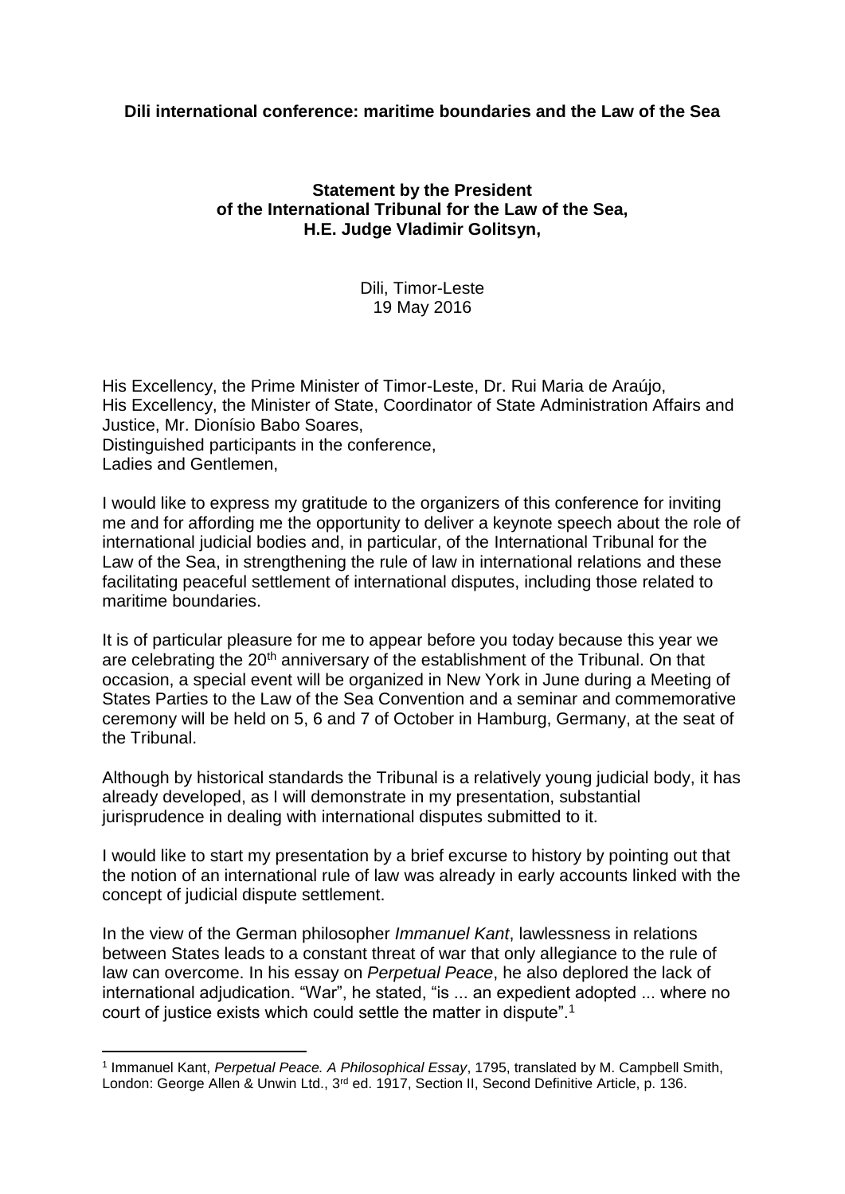**Dili international conference: maritime boundaries and the Law of the Sea**

**Statement by the President of the International Tribunal for the Law of the Sea, H.E. Judge Vladimir Golitsyn,**

Dili, Timor-Leste
19 May 2016

His Excellency, the Prime Minister of Timor-Leste, Dr. Rui Maria de Araújo,
His Excellency, the Minister of State, Coordinator of State Administration Affairs and Justice, Mr. Dionísio Babo Soares,
Distinguished participants in the conference,
Ladies and Gentlemen,

I would like to express my gratitude to the organizers of this conference for inviting me and for affording me the opportunity to deliver a keynote speech about the role of international judicial bodies and, in particular, of the International Tribunal for the Law of the Sea, in strengthening the rule of law in international relations and these facilitating peaceful settlement of international disputes, including those related to maritime boundaries.

It is of particular pleasure for me to appear before you today because this year we are celebrating the 20th anniversary of the establishment of the Tribunal. On that occasion, a special event will be organized in New York in June during a Meeting of States Parties to the Law of the Sea Convention and a seminar and commemorative ceremony will be held on 5, 6 and 7 of October in Hamburg, Germany, at the seat of the Tribunal.

Although by historical standards the Tribunal is a relatively young judicial body, it has already developed, as I will demonstrate in my presentation, substantial jurisprudence in dealing with international disputes submitted to it.

I would like to start my presentation by a brief excurse to history by pointing out that the notion of an international rule of law was already in early accounts linked with the concept of judicial dispute settlement.

In the view of the German philosopher *Immanuel Kant*, lawlessness in relations between States leads to a constant threat of war that only allegiance to the rule of law can overcome. In his essay on *Perpetual Peace*, he also deplored the lack of international adjudication. "War", he stated, "is ... an expedient adopted ... where no court of justice exists which could settle the matter in dispute".[1]

[1] Immanuel Kant, *Perpetual Peace. A Philosophical Essay*, 1795, translated by M. Campbell Smith, London: George Allen & Unwin Ltd., 3rd ed. 1917, Section II, Second Definitive Article, p. 136.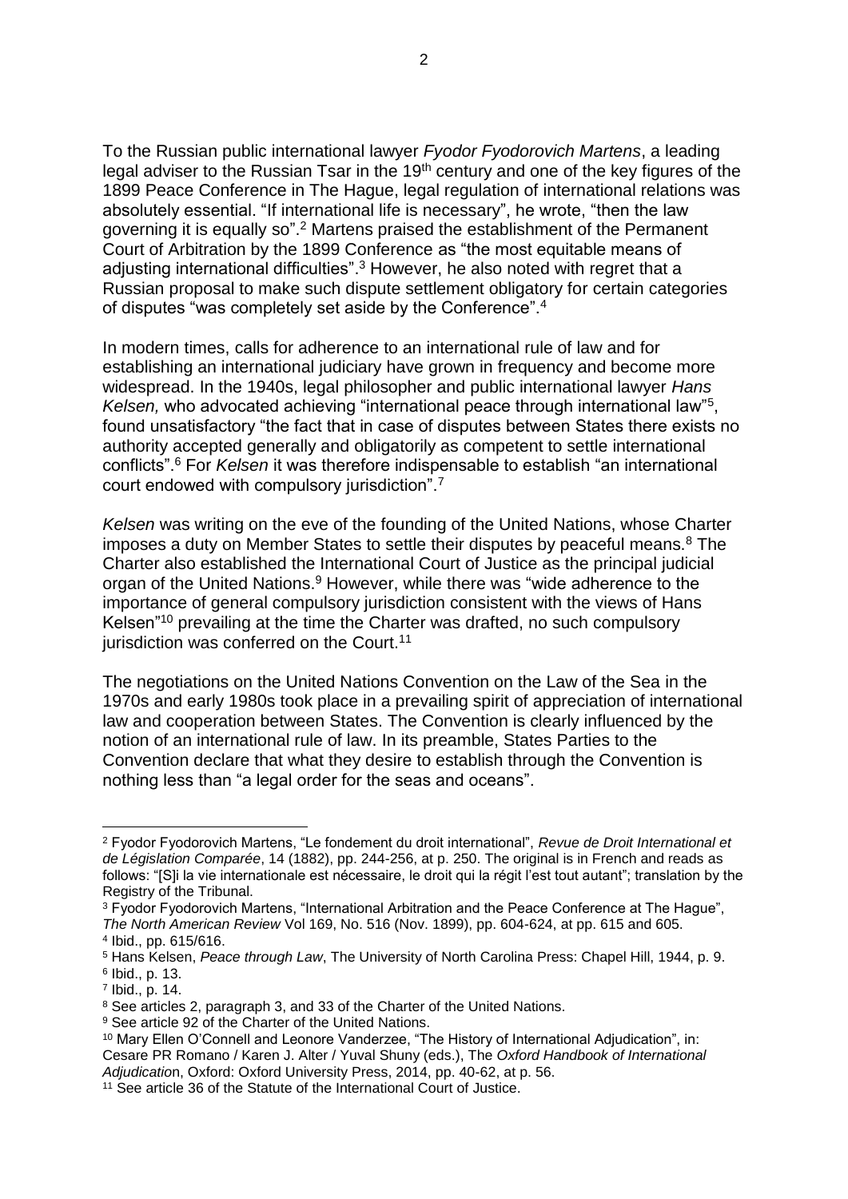To the Russian public international lawyer *Fyodor Fyodorovich Martens*, a leading legal adviser to the Russian Tsar in the 19th century and one of the key figures of the 1899 Peace Conference in The Hague, legal regulation of international relations was absolutely essential. "If international life is necessary", he wrote, "then the law governing it is equally so".[2] Martens praised the establishment of the Permanent Court of Arbitration by the 1899 Conference as "the most equitable means of adjusting international difficulties".[3] However, he also noted with regret that a Russian proposal to make such dispute settlement obligatory for certain categories of disputes "was completely set aside by the Conference".[4]

In modern times, calls for adherence to an international rule of law and for establishing an international judiciary have grown in frequency and become more widespread. In the 1940s, legal philosopher and public international lawyer *Hans Kelsen,* who advocated achieving "international peace through international law"[5], found unsatisfactory "the fact that in case of disputes between States there exists no authority accepted generally and obligatorily as competent to settle international conflicts".[6] For *Kelsen* it was therefore indispensable to establish "an international court endowed with compulsory jurisdiction".[7]

*Kelsen* was writing on the eve of the founding of the United Nations, whose Charter imposes a duty on Member States to settle their disputes by peaceful means.[8] The Charter also established the International Court of Justice as the principal judicial organ of the United Nations.[9] However, while there was "wide adherence to the importance of general compulsory jurisdiction consistent with the views of Hans Kelsen"[10] prevailing at the time the Charter was drafted, no such compulsory jurisdiction was conferred on the Court.[11]

The negotiations on the United Nations Convention on the Law of the Sea in the 1970s and early 1980s took place in a prevailing spirit of appreciation of international law and cooperation between States. The Convention is clearly influenced by the notion of an international rule of law. In its preamble, States Parties to the Convention declare that what they desire to establish through the Convention is nothing less than "a legal order for the seas and oceans".

---

[2] Fyodor Fyodorovich Martens, "Le fondement du droit international", *Revue de Droit International et de Législation Comparée*, 14 (1882), pp. 244-256, at p. 250. The original is in French and reads as follows: "[S]i la vie internationale est nécessaire, le droit qui la régit l'est tout autant"; translation by the Registry of the Tribunal.

[3] Fyodor Fyodorovich Martens, "International Arbitration and the Peace Conference at The Hague", *The North American Review* Vol 169, No. 516 (Nov. 1899), pp. 604-624, at pp. 615 and 605.

[4] Ibid., pp. 615/616.

[5] Hans Kelsen, *Peace through Law*, The University of North Carolina Press: Chapel Hill, 1944, p. 9.

[6] Ibid., p. 13.

[7] Ibid., p. 14.

[8] See articles 2, paragraph 3, and 33 of the Charter of the United Nations.

[9] See article 92 of the Charter of the United Nations.

[10] Mary Ellen O'Connell and Leonore Vanderzee, "The History of International Adjudication", in: Cesare PR Romano / Karen J. Alter / Yuval Shuny (eds.), The *Oxford Handbook of International Adjudication*, Oxford: Oxford University Press, 2014, pp. 40-62, at p. 56.

[11] See article 36 of the Statute of the International Court of Justice.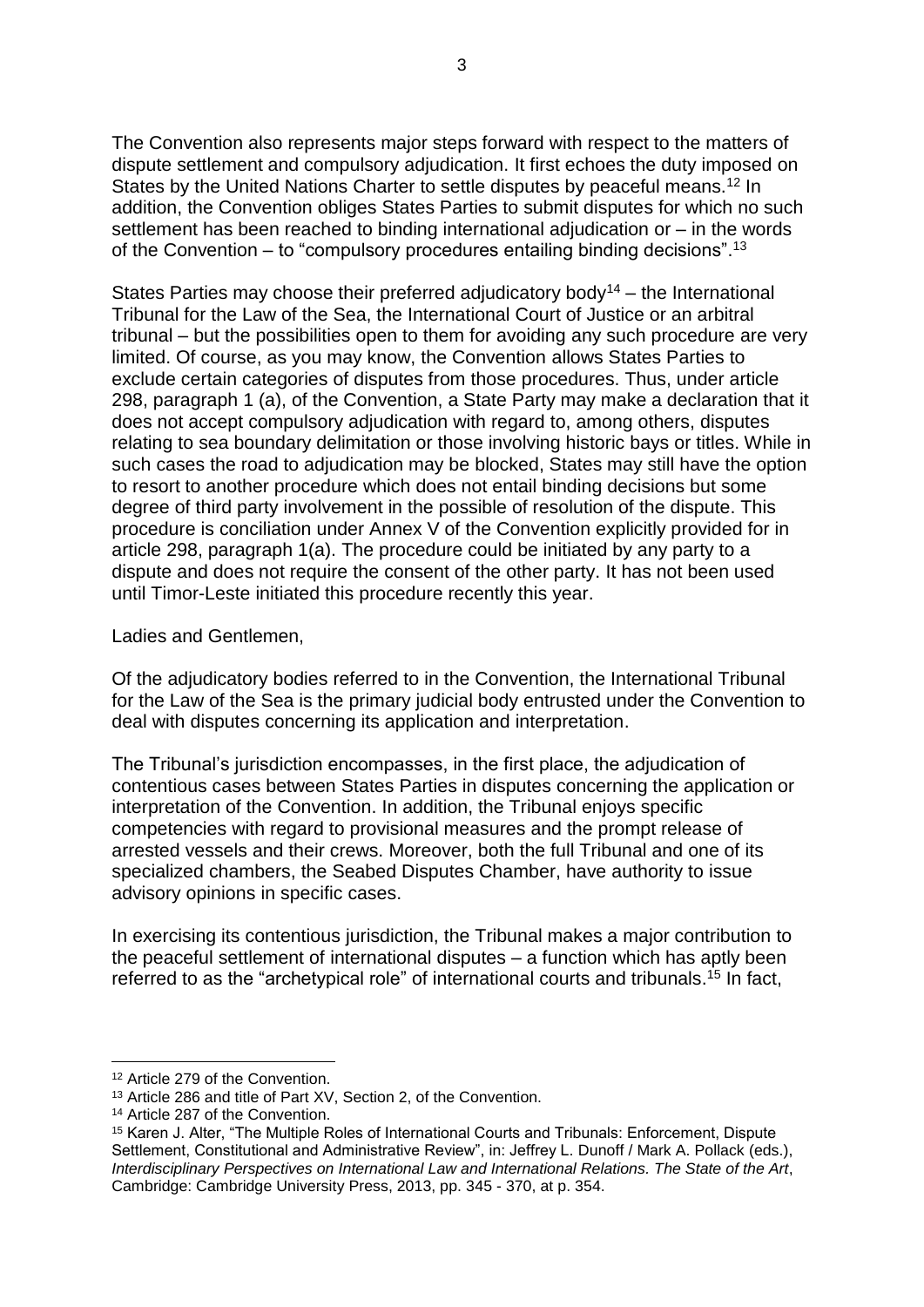The Convention also represents major steps forward with respect to the matters of dispute settlement and compulsory adjudication. It first echoes the duty imposed on States by the United Nations Charter to settle disputes by peaceful means.[12] In addition, the Convention obliges States Parties to submit disputes for which no such settlement has been reached to binding international adjudication or – in the words of the Convention – to "compulsory procedures entailing binding decisions".[13]

States Parties may choose their preferred adjudicatory body[14] – the International Tribunal for the Law of the Sea, the International Court of Justice or an arbitral tribunal – but the possibilities open to them for avoiding any such procedure are very limited. Of course, as you may know, the Convention allows States Parties to exclude certain categories of disputes from those procedures. Thus, under article 298, paragraph 1 (a), of the Convention, a State Party may make a declaration that it does not accept compulsory adjudication with regard to, among others, disputes relating to sea boundary delimitation or those involving historic bays or titles. While in such cases the road to adjudication may be blocked, States may still have the option to resort to another procedure which does not entail binding decisions but some degree of third party involvement in the possible of resolution of the dispute. This procedure is conciliation under Annex V of the Convention explicitly provided for in article 298, paragraph 1(a). The procedure could be initiated by any party to a dispute and does not require the consent of the other party. It has not been used until Timor-Leste initiated this procedure recently this year.

Ladies and Gentlemen,

Of the adjudicatory bodies referred to in the Convention, the International Tribunal for the Law of the Sea is the primary judicial body entrusted under the Convention to deal with disputes concerning its application and interpretation.

The Tribunal's jurisdiction encompasses, in the first place, the adjudication of contentious cases between States Parties in disputes concerning the application or interpretation of the Convention. In addition, the Tribunal enjoys specific competencies with regard to provisional measures and the prompt release of arrested vessels and their crews. Moreover, both the full Tribunal and one of its specialized chambers, the Seabed Disputes Chamber, have authority to issue advisory opinions in specific cases.

In exercising its contentious jurisdiction, the Tribunal makes a major contribution to the peaceful settlement of international disputes – a function which has aptly been referred to as the "archetypical role" of international courts and tribunals.[15] In fact,

---

[12] Article 279 of the Convention.

[13] Article 286 and title of Part XV, Section 2, of the Convention.

[14] Article 287 of the Convention.

[15] Karen J. Alter, "The Multiple Roles of International Courts and Tribunals: Enforcement, Dispute Settlement, Constitutional and Administrative Review", in: Jeffrey L. Dunoff / Mark A. Pollack (eds.), *Interdisciplinary Perspectives on International Law and International Relations. The State of the Art*, Cambridge: Cambridge University Press, 2013, pp. 345 - 370, at p. 354.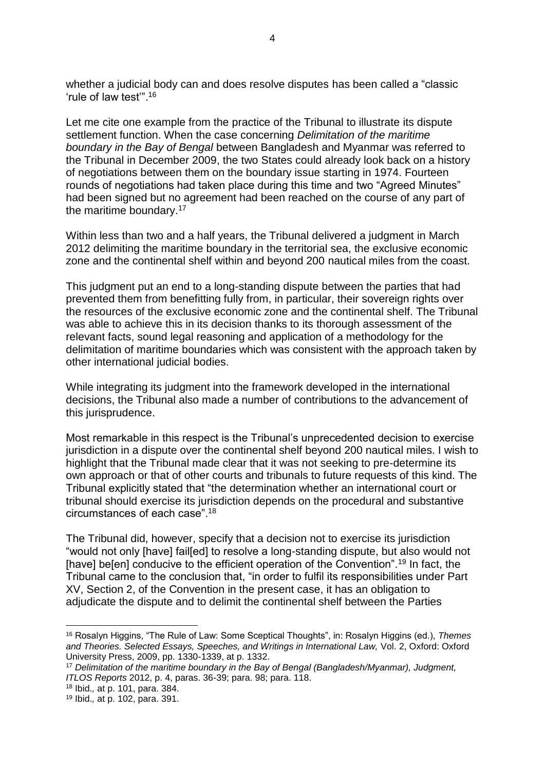whether a judicial body can and does resolve disputes has been called a "classic 'rule of law test'".[16]

Let me cite one example from the practice of the Tribunal to illustrate its dispute settlement function. When the case concerning *Delimitation of the maritime boundary in the Bay of Bengal* between Bangladesh and Myanmar was referred to the Tribunal in December 2009, the two States could already look back on a history of negotiations between them on the boundary issue starting in 1974. Fourteen rounds of negotiations had taken place during this time and two "Agreed Minutes" had been signed but no agreement had been reached on the course of any part of the maritime boundary.[17]

Within less than two and a half years, the Tribunal delivered a judgment in March 2012 delimiting the maritime boundary in the territorial sea, the exclusive economic zone and the continental shelf within and beyond 200 nautical miles from the coast.

This judgment put an end to a long-standing dispute between the parties that had prevented them from benefitting fully from, in particular, their sovereign rights over the resources of the exclusive economic zone and the continental shelf. The Tribunal was able to achieve this in its decision thanks to its thorough assessment of the relevant facts, sound legal reasoning and application of a methodology for the delimitation of maritime boundaries which was consistent with the approach taken by other international judicial bodies.

While integrating its judgment into the framework developed in the international decisions, the Tribunal also made a number of contributions to the advancement of this jurisprudence.

Most remarkable in this respect is the Tribunal's unprecedented decision to exercise jurisdiction in a dispute over the continental shelf beyond 200 nautical miles. I wish to highlight that the Tribunal made clear that it was not seeking to pre-determine its own approach or that of other courts and tribunals to future requests of this kind. The Tribunal explicitly stated that "the determination whether an international court or tribunal should exercise its jurisdiction depends on the procedural and substantive circumstances of each case".[18]

The Tribunal did, however, specify that a decision not to exercise its jurisdiction "would not only [have] fail[ed] to resolve a long-standing dispute, but also would not [have] be[en] conducive to the efficient operation of the Convention".[19] In fact, the Tribunal came to the conclusion that, "in order to fulfil its responsibilities under Part XV, Section 2, of the Convention in the present case, it has an obligation to adjudicate the dispute and to delimit the continental shelf between the Parties

---

[16] Rosalyn Higgins, "The Rule of Law: Some Sceptical Thoughts", in: Rosalyn Higgins (ed.), *Themes and Theories. Selected Essays, Speeches, and Writings in International Law,* Vol. 2, Oxford: Oxford University Press, 2009, pp. 1330-1339, at p. 1332.

[17] *Delimitation of the maritime boundary in the Bay of Bengal (Bangladesh/Myanmar), Judgment, ITLOS Reports* 2012, p. 4, paras. 36-39; para. 98; para. 118.

[18] Ibid., at p. 101, para. 384.

[19] Ibid., at p. 102, para. 391.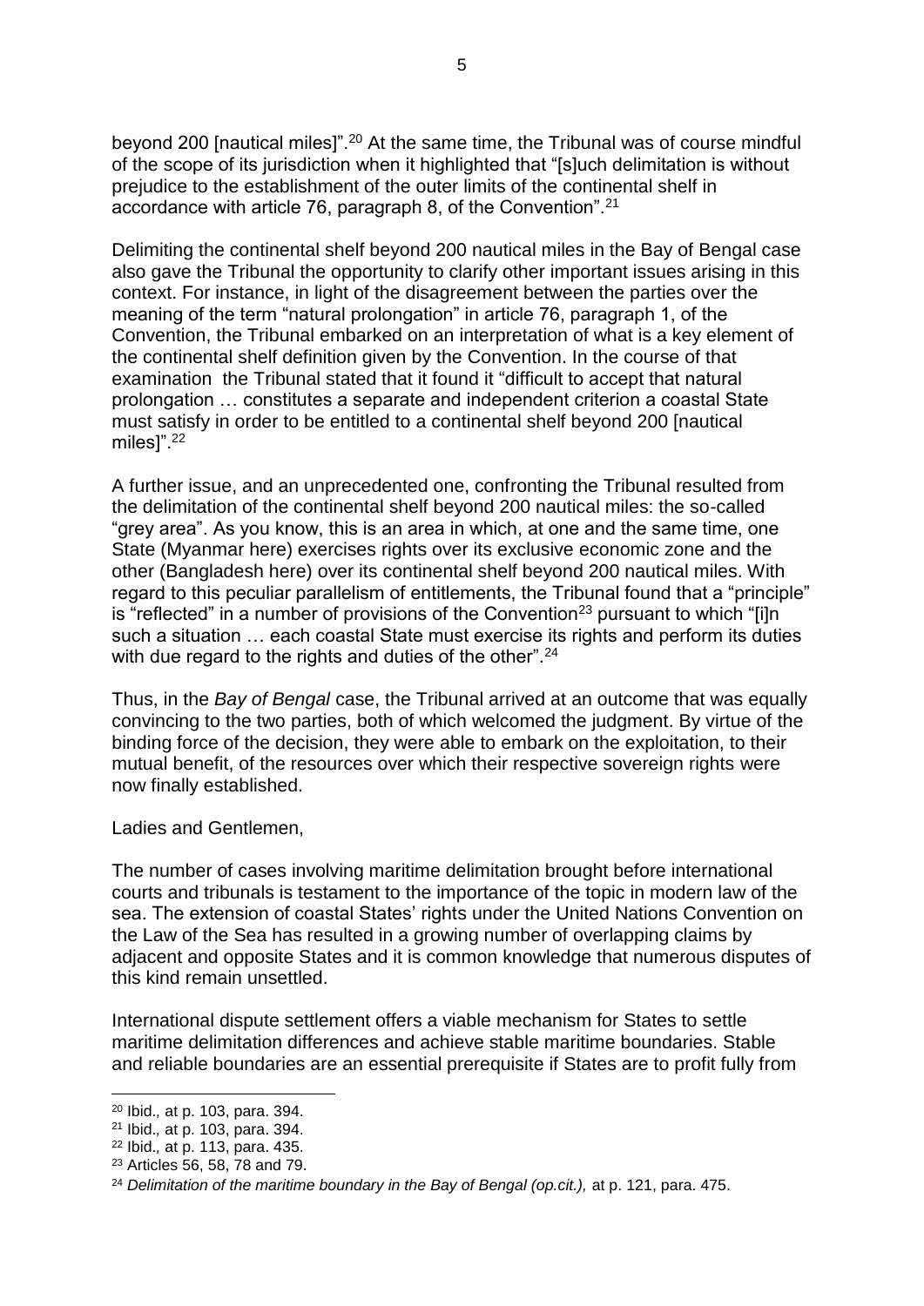beyond 200 [nautical miles]".[20] At the same time, the Tribunal was of course mindful of the scope of its jurisdiction when it highlighted that "[s]uch delimitation is without prejudice to the establishment of the outer limits of the continental shelf in accordance with article 76, paragraph 8, of the Convention".[21]

Delimiting the continental shelf beyond 200 nautical miles in the Bay of Bengal case also gave the Tribunal the opportunity to clarify other important issues arising in this context. For instance, in light of the disagreement between the parties over the meaning of the term "natural prolongation" in article 76, paragraph 1, of the Convention, the Tribunal embarked on an interpretation of what is a key element of the continental shelf definition given by the Convention. In the course of that examination the Tribunal stated that it found it "difficult to accept that natural prolongation … constitutes a separate and independent criterion a coastal State must satisfy in order to be entitled to a continental shelf beyond 200 [nautical miles]".[22]

A further issue, and an unprecedented one, confronting the Tribunal resulted from the delimitation of the continental shelf beyond 200 nautical miles: the so-called "grey area". As you know, this is an area in which, at one and the same time, one State (Myanmar here) exercises rights over its exclusive economic zone and the other (Bangladesh here) over its continental shelf beyond 200 nautical miles. With regard to this peculiar parallelism of entitlements, the Tribunal found that a "principle" is "reflected" in a number of provisions of the Convention[23] pursuant to which "[i]n such a situation … each coastal State must exercise its rights and perform its duties with due regard to the rights and duties of the other".[24]

Thus, in the *Bay of Bengal* case, the Tribunal arrived at an outcome that was equally convincing to the two parties, both of which welcomed the judgment. By virtue of the binding force of the decision, they were able to embark on the exploitation, to their mutual benefit, of the resources over which their respective sovereign rights were now finally established.

Ladies and Gentlemen,

The number of cases involving maritime delimitation brought before international courts and tribunals is testament to the importance of the topic in modern law of the sea. The extension of coastal States' rights under the United Nations Convention on the Law of the Sea has resulted in a growing number of overlapping claims by adjacent and opposite States and it is common knowledge that numerous disputes of this kind remain unsettled.

International dispute settlement offers a viable mechanism for States to settle maritime delimitation differences and achieve stable maritime boundaries. Stable and reliable boundaries are an essential prerequisite if States are to profit fully from

---

[20] Ibid.*,* at p. 103, para. 394.

[21] Ibid.*,* at p. 103, para. 394.

[22] Ibid.*,* at p. 113, para. 435.

[23] Articles 56, 58, 78 and 79.

[24] *Delimitation of the maritime boundary in the Bay of Bengal (op.cit.),* at p. 121, para. 475.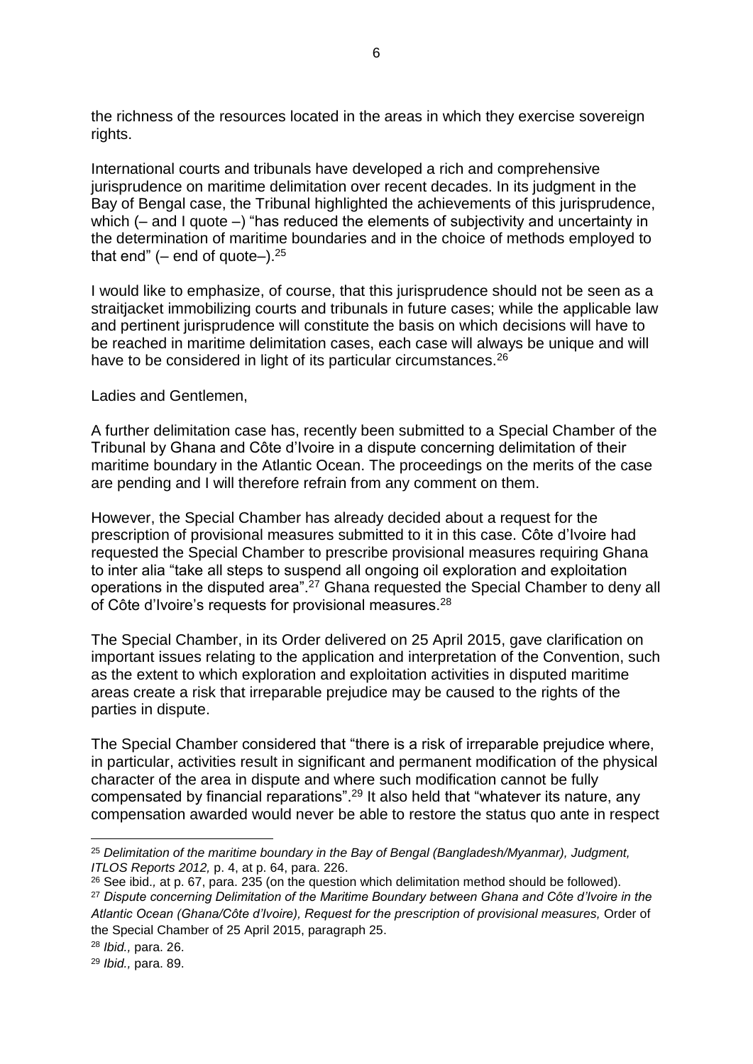the richness of the resources located in the areas in which they exercise sovereign rights.

International courts and tribunals have developed a rich and comprehensive jurisprudence on maritime delimitation over recent decades. In its judgment in the Bay of Bengal case, the Tribunal highlighted the achievements of this jurisprudence, which (– and I quote –) "has reduced the elements of subjectivity and uncertainty in the determination of maritime boundaries and in the choice of methods employed to that end" (– end of quote–).[25]

I would like to emphasize, of course, that this jurisprudence should not be seen as a straitjacket immobilizing courts and tribunals in future cases; while the applicable law and pertinent jurisprudence will constitute the basis on which decisions will have to be reached in maritime delimitation cases, each case will always be unique and will have to be considered in light of its particular circumstances.[26]

Ladies and Gentlemen,

A further delimitation case has, recently been submitted to a Special Chamber of the Tribunal by Ghana and Côte d'Ivoire in a dispute concerning delimitation of their maritime boundary in the Atlantic Ocean. The proceedings on the merits of the case are pending and I will therefore refrain from any comment on them.

However, the Special Chamber has already decided about a request for the prescription of provisional measures submitted to it in this case. Côte d'Ivoire had requested the Special Chamber to prescribe provisional measures requiring Ghana to inter alia "take all steps to suspend all ongoing oil exploration and exploitation operations in the disputed area".[27] Ghana requested the Special Chamber to deny all of Côte d'Ivoire's requests for provisional measures.[28]

The Special Chamber, in its Order delivered on 25 April 2015, gave clarification on important issues relating to the application and interpretation of the Convention, such as the extent to which exploration and exploitation activities in disputed maritime areas create a risk that irreparable prejudice may be caused to the rights of the parties in dispute.

The Special Chamber considered that "there is a risk of irreparable prejudice where, in particular, activities result in significant and permanent modification of the physical character of the area in dispute and where such modification cannot be fully compensated by financial reparations".[29] It also held that "whatever its nature, any compensation awarded would never be able to restore the status quo ante in respect

---

[25] *Delimitation of the maritime boundary in the Bay of Bengal (Bangladesh/Myanmar), Judgment, ITLOS Reports 2012,* p. 4, at p. 64, para. 226.

[26] See ibid., at p. 67, para. 235 (on the question which delimitation method should be followed).

[27] *Dispute concerning Delimitation of the Maritime Boundary between Ghana and Côte d'Ivoire in the Atlantic Ocean (Ghana/Côte d'Ivoire), Request for the prescription of provisional measures,* Order of the Special Chamber of 25 April 2015, paragraph 25.

[28] *Ibid.,* para. 26.

[29] *Ibid.,* para. 89.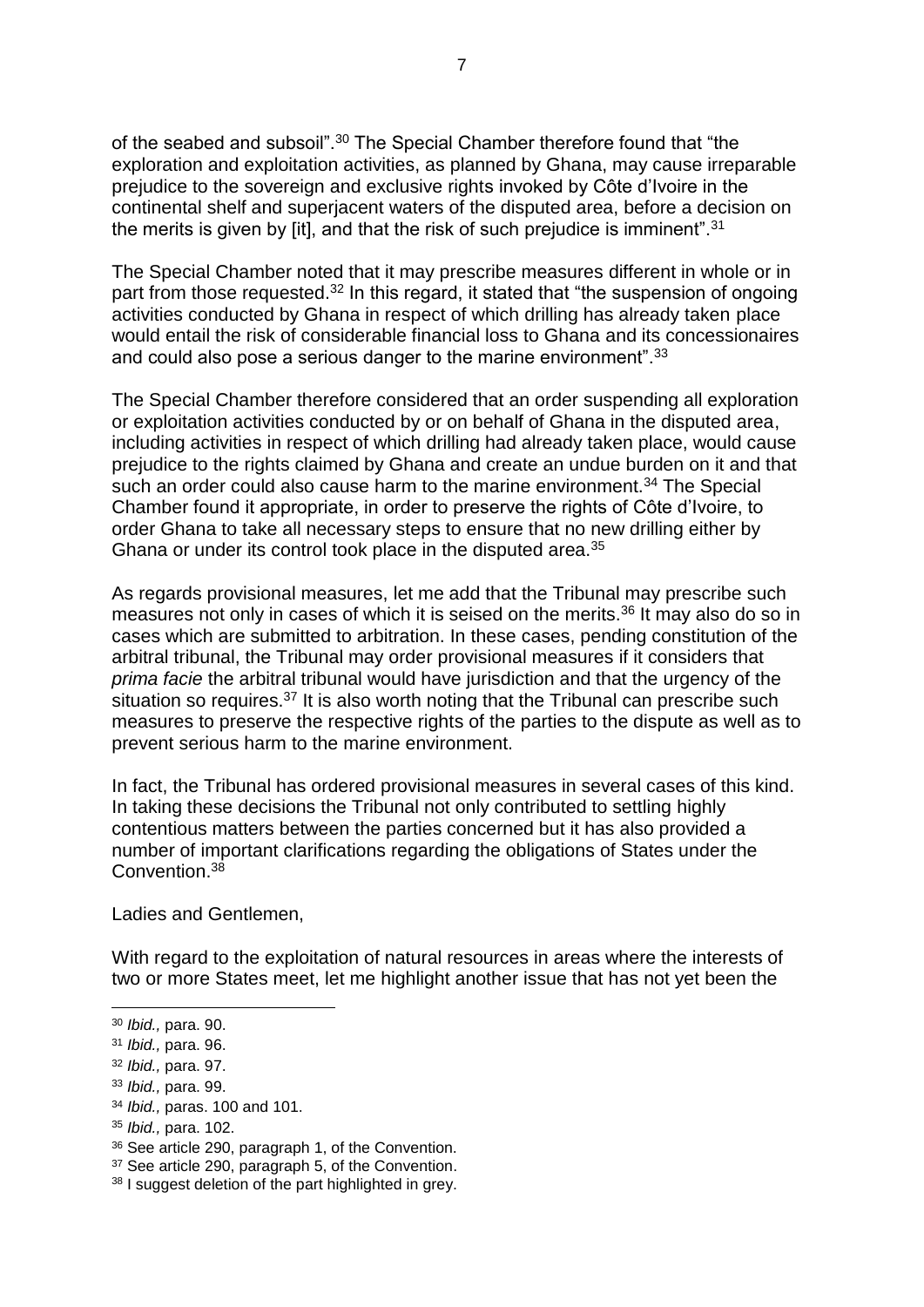of the seabed and subsoil".[30] The Special Chamber therefore found that "the exploration and exploitation activities, as planned by Ghana, may cause irreparable prejudice to the sovereign and exclusive rights invoked by Côte d'Ivoire in the continental shelf and superjacent waters of the disputed area, before a decision on the merits is given by [it], and that the risk of such prejudice is imminent".[31]

The Special Chamber noted that it may prescribe measures different in whole or in part from those requested.[32] In this regard, it stated that "the suspension of ongoing activities conducted by Ghana in respect of which drilling has already taken place would entail the risk of considerable financial loss to Ghana and its concessionaires and could also pose a serious danger to the marine environment".[33]

The Special Chamber therefore considered that an order suspending all exploration or exploitation activities conducted by or on behalf of Ghana in the disputed area, including activities in respect of which drilling had already taken place, would cause prejudice to the rights claimed by Ghana and create an undue burden on it and that such an order could also cause harm to the marine environment.[34] The Special Chamber found it appropriate, in order to preserve the rights of Côte d'Ivoire, to order Ghana to take all necessary steps to ensure that no new drilling either by Ghana or under its control took place in the disputed area.[35]

As regards provisional measures, let me add that the Tribunal may prescribe such measures not only in cases of which it is seised on the merits.[36] It may also do so in cases which are submitted to arbitration. In these cases, pending constitution of the arbitral tribunal, the Tribunal may order provisional measures if it considers that *prima facie* the arbitral tribunal would have jurisdiction and that the urgency of the situation so requires.[37] It is also worth noting that the Tribunal can prescribe such measures to preserve the respective rights of the parties to the dispute as well as to prevent serious harm to the marine environment.

In fact, the Tribunal has ordered provisional measures in several cases of this kind. In taking these decisions the Tribunal not only contributed to settling highly contentious matters between the parties concerned but it has also provided a number of important clarifications regarding the obligations of States under the Convention.[38]

Ladies and Gentlemen,

With regard to the exploitation of natural resources in areas where the interests of two or more States meet, let me highlight another issue that has not yet been the

---

[30] *Ibid.,* para. 90.
[31] *Ibid.,* para. 96.
[32] *Ibid.,* para. 97.
[33] *Ibid.,* para. 99.
[34] *Ibid.,* paras. 100 and 101.
[35] *Ibid.,* para. 102.
[36] See article 290, paragraph 1, of the Convention.
[37] See article 290, paragraph 5, of the Convention.
[38] I suggest deletion of the part highlighted in grey.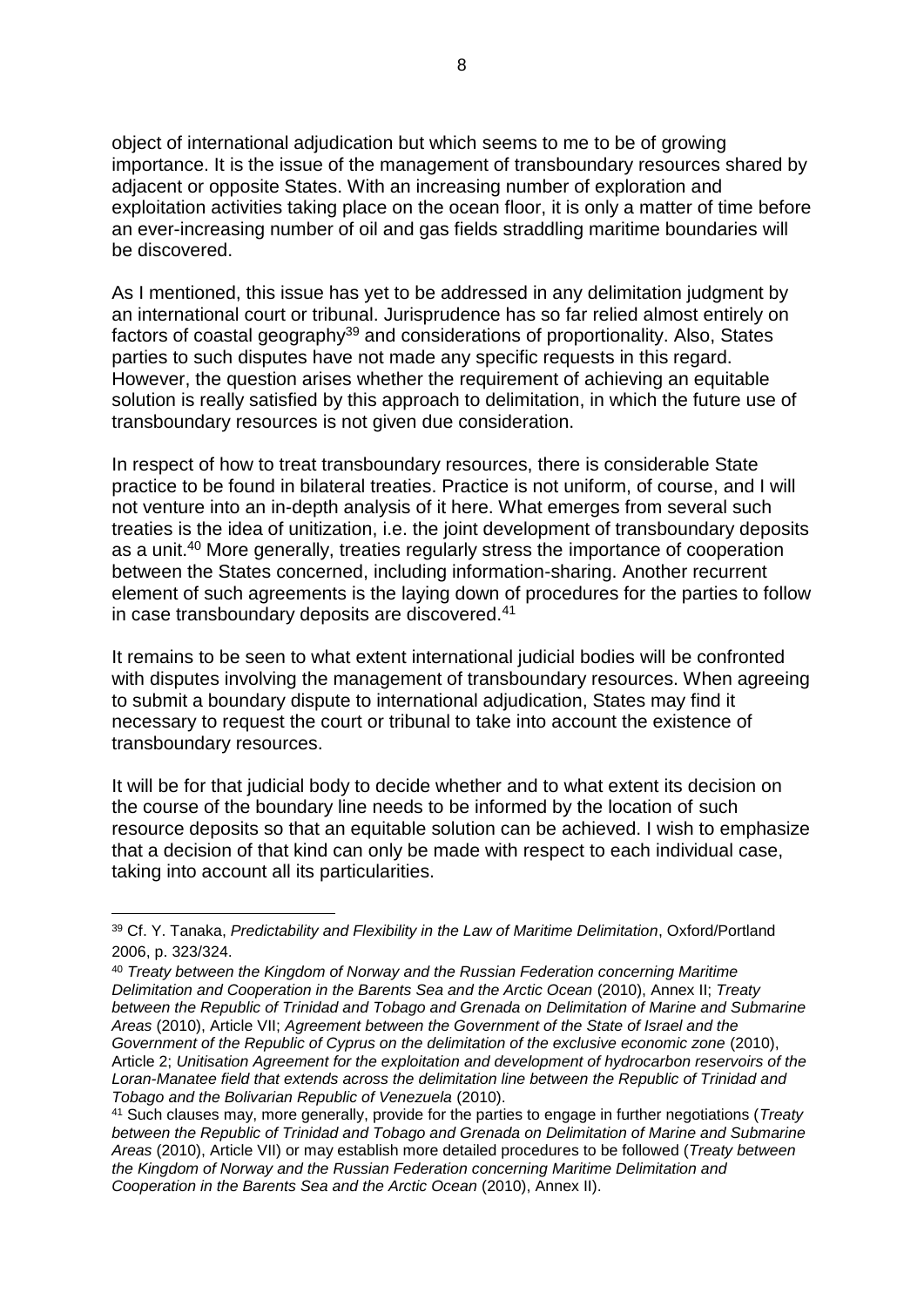object of international adjudication but which seems to me to be of growing importance. It is the issue of the management of transboundary resources shared by adjacent or opposite States. With an increasing number of exploration and exploitation activities taking place on the ocean floor, it is only a matter of time before an ever-increasing number of oil and gas fields straddling maritime boundaries will be discovered.

As I mentioned, this issue has yet to be addressed in any delimitation judgment by an international court or tribunal. Jurisprudence has so far relied almost entirely on factors of coastal geography[39] and considerations of proportionality. Also, States parties to such disputes have not made any specific requests in this regard. However, the question arises whether the requirement of achieving an equitable solution is really satisfied by this approach to delimitation, in which the future use of transboundary resources is not given due consideration.

In respect of how to treat transboundary resources, there is considerable State practice to be found in bilateral treaties. Practice is not uniform, of course, and I will not venture into an in-depth analysis of it here. What emerges from several such treaties is the idea of unitization, i.e. the joint development of transboundary deposits as a unit.[40] More generally, treaties regularly stress the importance of cooperation between the States concerned, including information-sharing. Another recurrent element of such agreements is the laying down of procedures for the parties to follow in case transboundary deposits are discovered.[41]

It remains to be seen to what extent international judicial bodies will be confronted with disputes involving the management of transboundary resources. When agreeing to submit a boundary dispute to international adjudication, States may find it necessary to request the court or tribunal to take into account the existence of transboundary resources.

It will be for that judicial body to decide whether and to what extent its decision on the course of the boundary line needs to be informed by the location of such resource deposits so that an equitable solution can be achieved. I wish to emphasize that a decision of that kind can only be made with respect to each individual case, taking into account all its particularities.

---

[39] Cf. Y. Tanaka, *Predictability and Flexibility in the Law of Maritime Delimitation*, Oxford/Portland 2006, p. 323/324.

[40] *Treaty between the Kingdom of Norway and the Russian Federation concerning Maritime Delimitation and Cooperation in the Barents Sea and the Arctic Ocean* (2010), Annex II; *Treaty between the Republic of Trinidad and Tobago and Grenada on Delimitation of Marine and Submarine Areas* (2010), Article VII; *Agreement between the Government of the State of Israel and the Government of the Republic of Cyprus on the delimitation of the exclusive economic zone* (2010), Article 2; *Unitisation Agreement for the exploitation and development of hydrocarbon reservoirs of the Loran-Manatee field that extends across the delimitation line between the Republic of Trinidad and Tobago and the Bolivarian Republic of Venezuela* (2010).

[41] Such clauses may, more generally, provide for the parties to engage in further negotiations (*Treaty between the Republic of Trinidad and Tobago and Grenada on Delimitation of Marine and Submarine Areas* (2010), Article VII) or may establish more detailed procedures to be followed (*Treaty between the Kingdom of Norway and the Russian Federation concerning Maritime Delimitation and Cooperation in the Barents Sea and the Arctic Ocean* (2010), Annex II).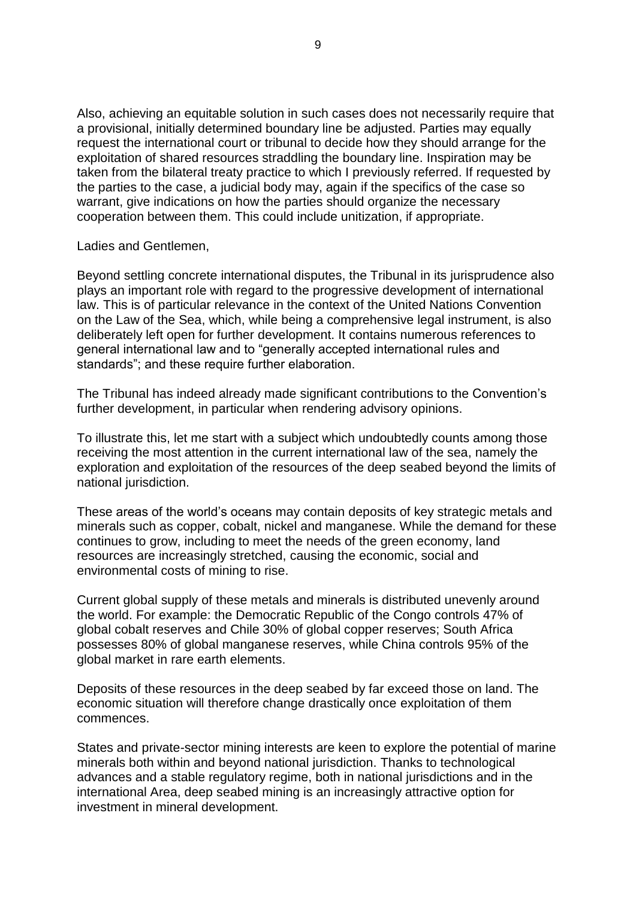Also, achieving an equitable solution in such cases does not necessarily require that a provisional, initially determined boundary line be adjusted. Parties may equally request the international court or tribunal to decide how they should arrange for the exploitation of shared resources straddling the boundary line. Inspiration may be taken from the bilateral treaty practice to which I previously referred. If requested by the parties to the case, a judicial body may, again if the specifics of the case so warrant, give indications on how the parties should organize the necessary cooperation between them. This could include unitization, if appropriate.

Ladies and Gentlemen,

Beyond settling concrete international disputes, the Tribunal in its jurisprudence also plays an important role with regard to the progressive development of international law. This is of particular relevance in the context of the United Nations Convention on the Law of the Sea, which, while being a comprehensive legal instrument, is also deliberately left open for further development. It contains numerous references to general international law and to "generally accepted international rules and standards"; and these require further elaboration.

The Tribunal has indeed already made significant contributions to the Convention's further development, in particular when rendering advisory opinions.

To illustrate this, let me start with a subject which undoubtedly counts among those receiving the most attention in the current international law of the sea, namely the exploration and exploitation of the resources of the deep seabed beyond the limits of national jurisdiction.

These areas of the world's oceans may contain deposits of key strategic metals and minerals such as copper, cobalt, nickel and manganese. While the demand for these continues to grow, including to meet the needs of the green economy, land resources are increasingly stretched, causing the economic, social and environmental costs of mining to rise.

Current global supply of these metals and minerals is distributed unevenly around the world. For example: the Democratic Republic of the Congo controls 47% of global cobalt reserves and Chile 30% of global copper reserves; South Africa possesses 80% of global manganese reserves, while China controls 95% of the global market in rare earth elements.

Deposits of these resources in the deep seabed by far exceed those on land. The economic situation will therefore change drastically once exploitation of them commences.

States and private-sector mining interests are keen to explore the potential of marine minerals both within and beyond national jurisdiction. Thanks to technological advances and a stable regulatory regime, both in national jurisdictions and in the international Area, deep seabed mining is an increasingly attractive option for investment in mineral development.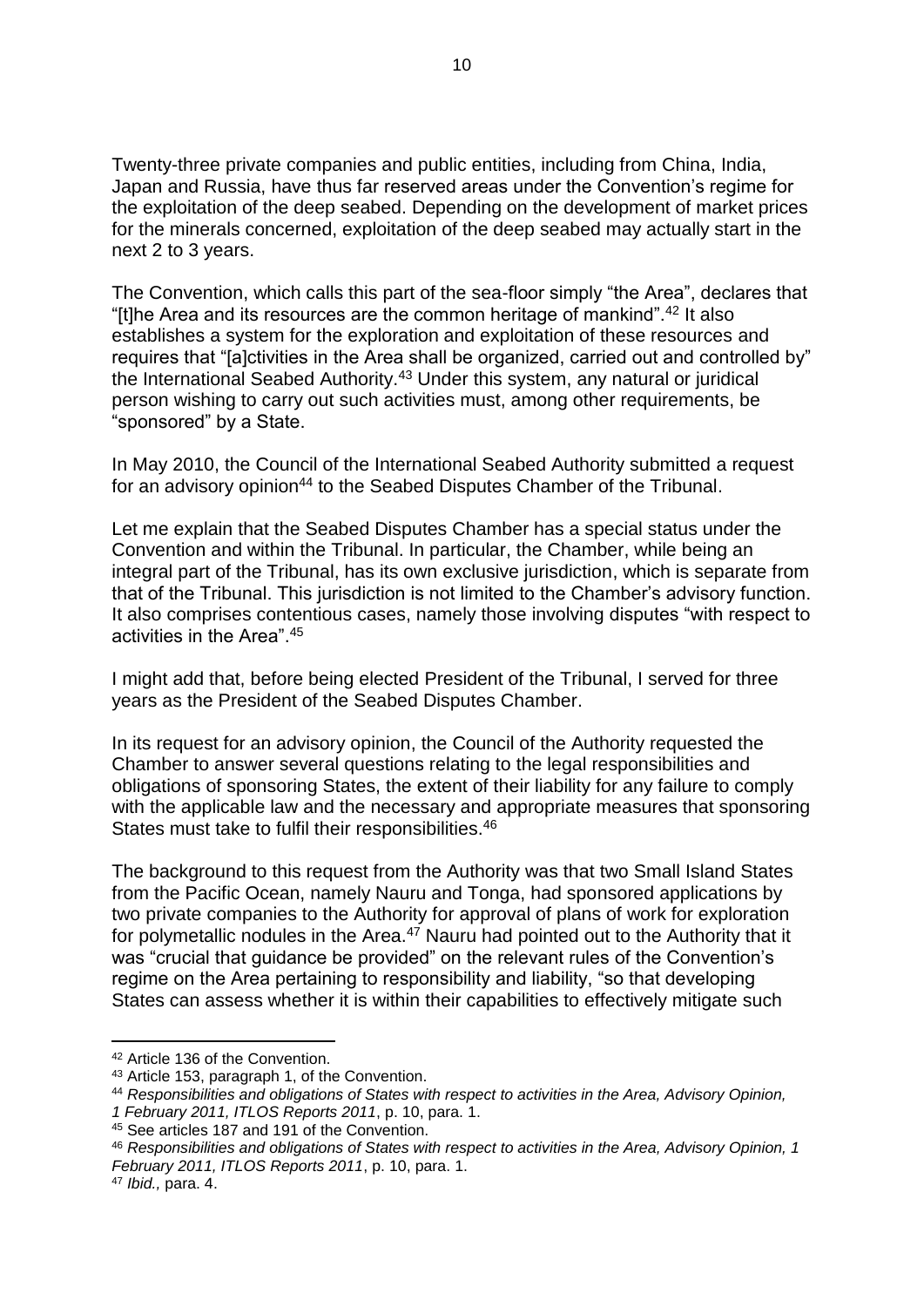Twenty-three private companies and public entities, including from China, India, Japan and Russia, have thus far reserved areas under the Convention's regime for the exploitation of the deep seabed. Depending on the development of market prices for the minerals concerned, exploitation of the deep seabed may actually start in the next 2 to 3 years.

The Convention, which calls this part of the sea-floor simply "the Area", declares that "[t]he Area and its resources are the common heritage of mankind".[42] It also establishes a system for the exploration and exploitation of these resources and requires that "[a]ctivities in the Area shall be organized, carried out and controlled by" the International Seabed Authority.[43] Under this system, any natural or juridical person wishing to carry out such activities must, among other requirements, be "sponsored" by a State.

In May 2010, the Council of the International Seabed Authority submitted a request for an advisory opinion[44] to the Seabed Disputes Chamber of the Tribunal.

Let me explain that the Seabed Disputes Chamber has a special status under the Convention and within the Tribunal. In particular, the Chamber, while being an integral part of the Tribunal, has its own exclusive jurisdiction, which is separate from that of the Tribunal. This jurisdiction is not limited to the Chamber's advisory function. It also comprises contentious cases, namely those involving disputes "with respect to activities in the Area".[45]

I might add that, before being elected President of the Tribunal, I served for three years as the President of the Seabed Disputes Chamber.

In its request for an advisory opinion, the Council of the Authority requested the Chamber to answer several questions relating to the legal responsibilities and obligations of sponsoring States, the extent of their liability for any failure to comply with the applicable law and the necessary and appropriate measures that sponsoring States must take to fulfil their responsibilities.[46]

The background to this request from the Authority was that two Small Island States from the Pacific Ocean, namely Nauru and Tonga, had sponsored applications by two private companies to the Authority for approval of plans of work for exploration for polymetallic nodules in the Area.[47] Nauru had pointed out to the Authority that it was "crucial that guidance be provided" on the relevant rules of the Convention's regime on the Area pertaining to responsibility and liability, "so that developing States can assess whether it is within their capabilities to effectively mitigate such

---

[42] Article 136 of the Convention.

[43] Article 153, paragraph 1, of the Convention.

[44] *Responsibilities and obligations of States with respect to activities in the Area, Advisory Opinion, 1 February 2011, ITLOS Reports 2011*, p. 10, para. 1.

[45] See articles 187 and 191 of the Convention.

[46] *Responsibilities and obligations of States with respect to activities in the Area, Advisory Opinion, 1 February 2011, ITLOS Reports 2011*, p. 10, para. 1.

[47] *Ibid.,* para. 4.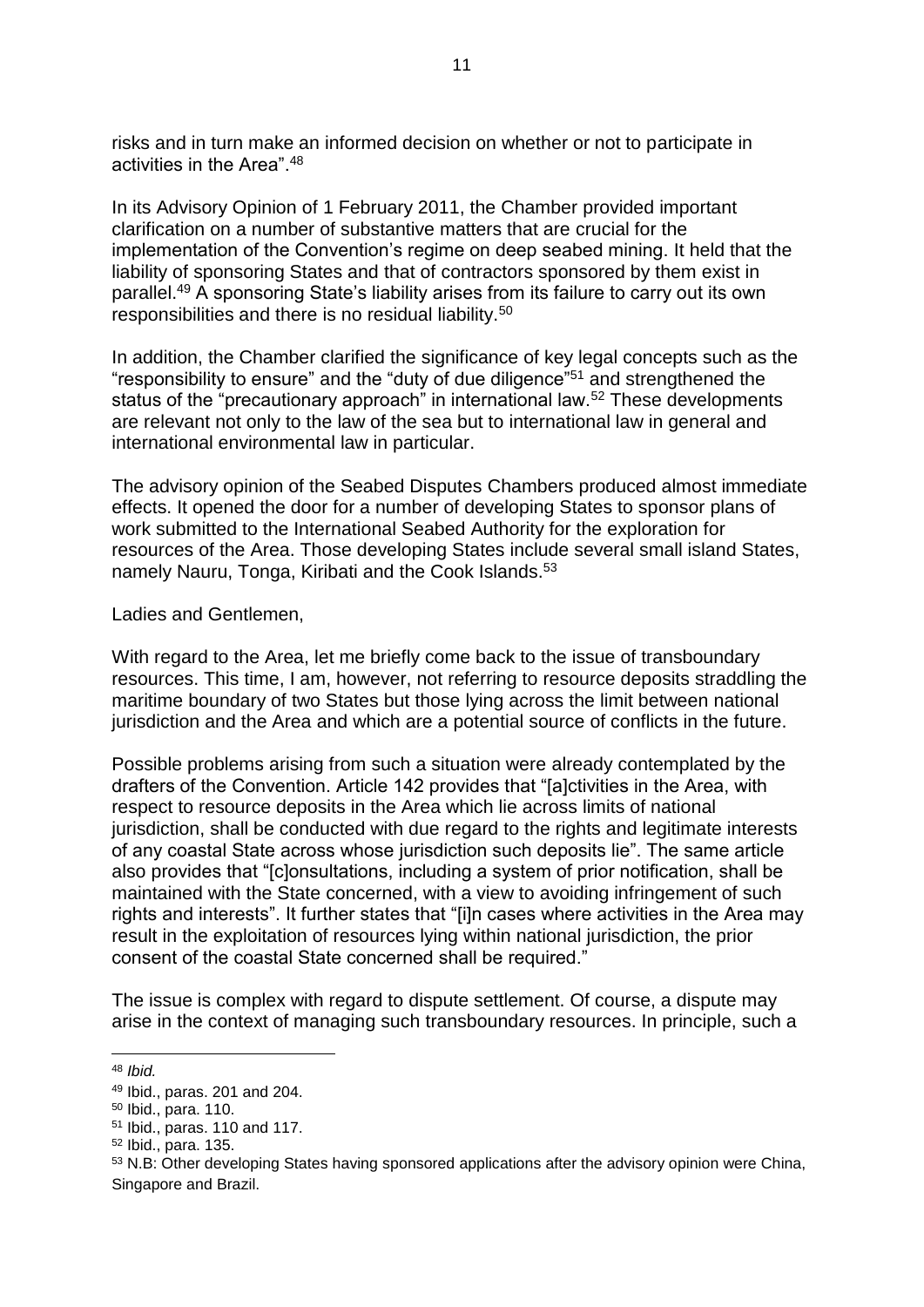risks and in turn make an informed decision on whether or not to participate in activities in the Area".[48]

In its Advisory Opinion of 1 February 2011, the Chamber provided important clarification on a number of substantive matters that are crucial for the implementation of the Convention's regime on deep seabed mining. It held that the liability of sponsoring States and that of contractors sponsored by them exist in parallel.[49] A sponsoring State's liability arises from its failure to carry out its own responsibilities and there is no residual liability.[50]

In addition, the Chamber clarified the significance of key legal concepts such as the "responsibility to ensure" and the "duty of due diligence"[51] and strengthened the status of the "precautionary approach" in international law.[52] These developments are relevant not only to the law of the sea but to international law in general and international environmental law in particular.

The advisory opinion of the Seabed Disputes Chambers produced almost immediate effects. It opened the door for a number of developing States to sponsor plans of work submitted to the International Seabed Authority for the exploration for resources of the Area. Those developing States include several small island States, namely Nauru, Tonga, Kiribati and the Cook Islands.[53]

Ladies and Gentlemen,

With regard to the Area, let me briefly come back to the issue of transboundary resources. This time, I am, however, not referring to resource deposits straddling the maritime boundary of two States but those lying across the limit between national jurisdiction and the Area and which are a potential source of conflicts in the future.

Possible problems arising from such a situation were already contemplated by the drafters of the Convention. Article 142 provides that "[a]ctivities in the Area, with respect to resource deposits in the Area which lie across limits of national jurisdiction, shall be conducted with due regard to the rights and legitimate interests of any coastal State across whose jurisdiction such deposits lie". The same article also provides that "[c]onsultations, including a system of prior notification, shall be maintained with the State concerned, with a view to avoiding infringement of such rights and interests". It further states that "[i]n cases where activities in the Area may result in the exploitation of resources lying within national jurisdiction, the prior consent of the coastal State concerned shall be required."

The issue is complex with regard to dispute settlement. Of course, a dispute may arise in the context of managing such transboundary resources. In principle, such a

---

[48] *Ibid.*

[49] Ibid., paras. 201 and 204.

[50] Ibid., para. 110.

[51] Ibid., paras. 110 and 117.

[52] Ibid., para. 135.

[53] N.B: Other developing States having sponsored applications after the advisory opinion were China, Singapore and Brazil.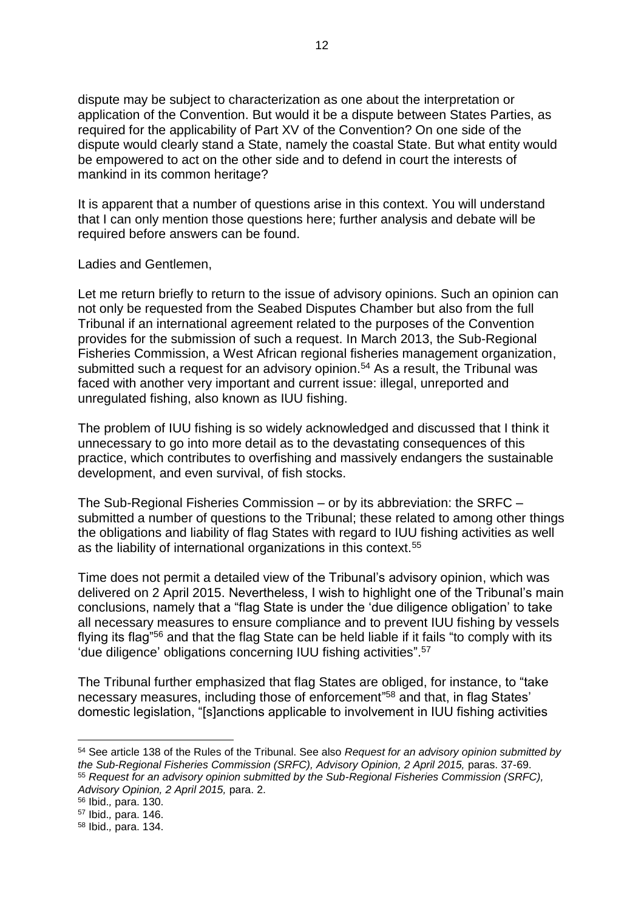dispute may be subject to characterization as one about the interpretation or application of the Convention. But would it be a dispute between States Parties, as required for the applicability of Part XV of the Convention? On one side of the dispute would clearly stand a State, namely the coastal State. But what entity would be empowered to act on the other side and to defend in court the interests of mankind in its common heritage?

It is apparent that a number of questions arise in this context. You will understand that I can only mention those questions here; further analysis and debate will be required before answers can be found.

Ladies and Gentlemen,

Let me return briefly to return to the issue of advisory opinions. Such an opinion can not only be requested from the Seabed Disputes Chamber but also from the full Tribunal if an international agreement related to the purposes of the Convention provides for the submission of such a request. In March 2013, the Sub-Regional Fisheries Commission, a West African regional fisheries management organization, submitted such a request for an advisory opinion.[54] As a result, the Tribunal was faced with another very important and current issue: illegal, unreported and unregulated fishing, also known as IUU fishing.

The problem of IUU fishing is so widely acknowledged and discussed that I think it unnecessary to go into more detail as to the devastating consequences of this practice, which contributes to overfishing and massively endangers the sustainable development, and even survival, of fish stocks.

The Sub-Regional Fisheries Commission – or by its abbreviation: the SRFC – submitted a number of questions to the Tribunal; these related to among other things the obligations and liability of flag States with regard to IUU fishing activities as well as the liability of international organizations in this context.[55]

Time does not permit a detailed view of the Tribunal's advisory opinion, which was delivered on 2 April 2015. Nevertheless, I wish to highlight one of the Tribunal's main conclusions, namely that a "flag State is under the 'due diligence obligation' to take all necessary measures to ensure compliance and to prevent IUU fishing by vessels flying its flag"[56] and that the flag State can be held liable if it fails "to comply with its 'due diligence' obligations concerning IUU fishing activities".[57]

The Tribunal further emphasized that flag States are obliged, for instance, to "take necessary measures, including those of enforcement"[58] and that, in flag States' domestic legislation, "[s]anctions applicable to involvement in IUU fishing activities

---

[54] See article 138 of the Rules of the Tribunal. See also *Request for an advisory opinion submitted by the Sub-Regional Fisheries Commission (SRFC), Advisory Opinion, 2 April 2015,* paras. 37-69.

[55] *Request for an advisory opinion submitted by the Sub-Regional Fisheries Commission (SRFC), Advisory Opinion, 2 April 2015,* para. 2.

[56] Ibid.*,* para. 130.

[57] Ibid.*,* para. 146.

[58] Ibid.*,* para. 134.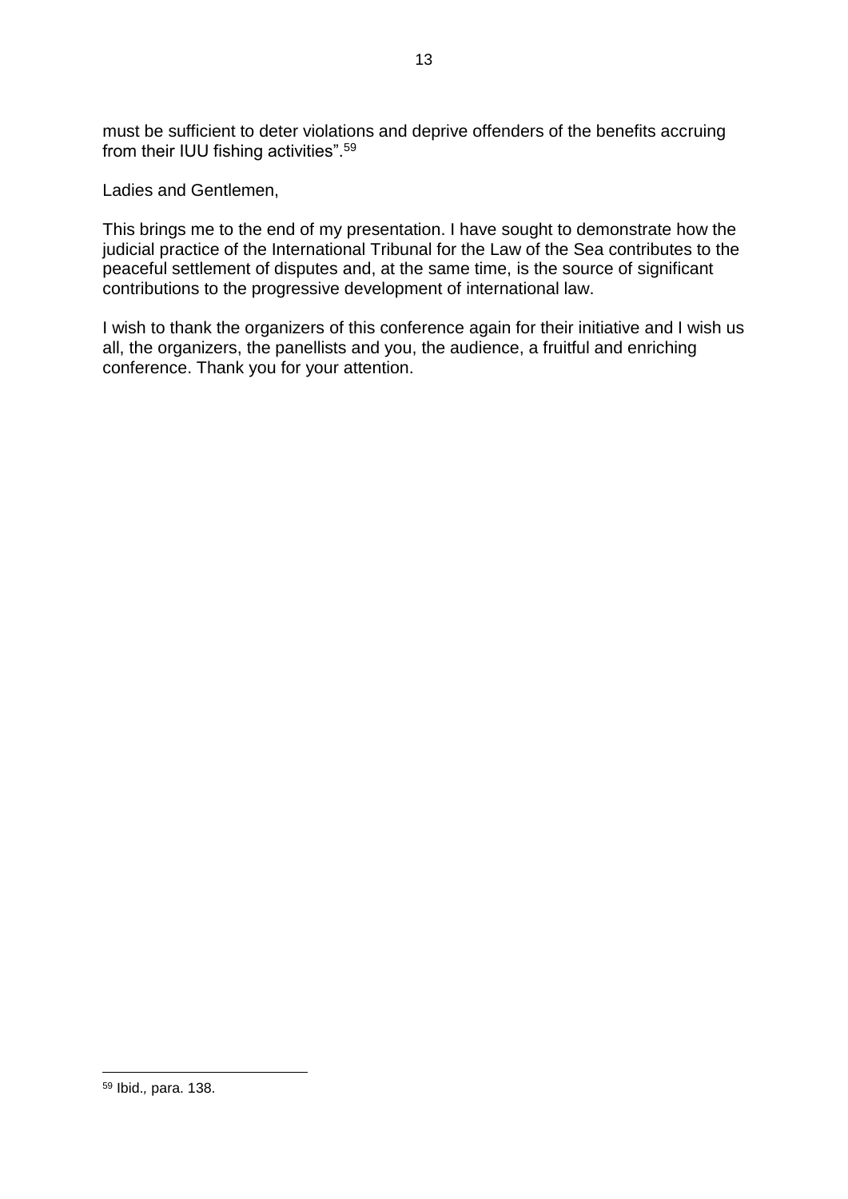must be sufficient to deter violations and deprive offenders of the benefits accruing from their IUU fishing activities".[59]

Ladies and Gentlemen,

This brings me to the end of my presentation. I have sought to demonstrate how the judicial practice of the International Tribunal for the Law of the Sea contributes to the peaceful settlement of disputes and, at the same time, is the source of significant contributions to the progressive development of international law.

I wish to thank the organizers of this conference again for their initiative and I wish us all, the organizers, the panellists and you, the audience, a fruitful and enriching conference. Thank you for your attention.

---

[59] Ibid., para. 138.